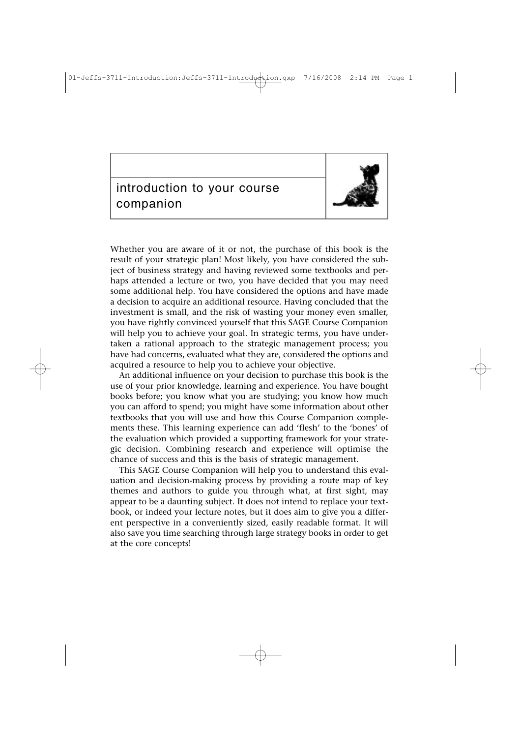# introduction to your course companion

Whether you are aware of it or not, the purchase of this book is the result of your strategic plan! Most likely, you have considered the subject of business strategy and having reviewed some textbooks and perhaps attended a lecture or two, you have decided that you may need some additional help. You have considered the options and have made a decision to acquire an additional resource. Having concluded that the investment is small, and the risk of wasting your money even smaller, you have rightly convinced yourself that this SAGE Course Companion will help you to achieve your goal. In strategic terms, you have undertaken a rational approach to the strategic management process; you have had concerns, evaluated what they are, considered the options and acquired a resource to help you to achieve your objective.

An additional influence on your decision to purchase this book is the use of your prior knowledge, learning and experience. You have bought books before; you know what you are studying; you know how much you can afford to spend; you might have some information about other textbooks that you will use and how this Course Companion complements these. This learning experience can add 'flesh' to the 'bones' of the evaluation which provided a supporting framework for your strategic decision. Combining research and experience will optimise the chance of success and this is the basis of strategic management.

This SAGE Course Companion will help you to understand this evaluation and decision-making process by providing a route map of key themes and authors to guide you through what, at first sight, may appear to be a daunting subject. It does not intend to replace your textbook, or indeed your lecture notes, but it does aim to give you a different perspective in a conveniently sized, easily readable format. It will also save you time searching through large strategy books in order to get at the core concepts!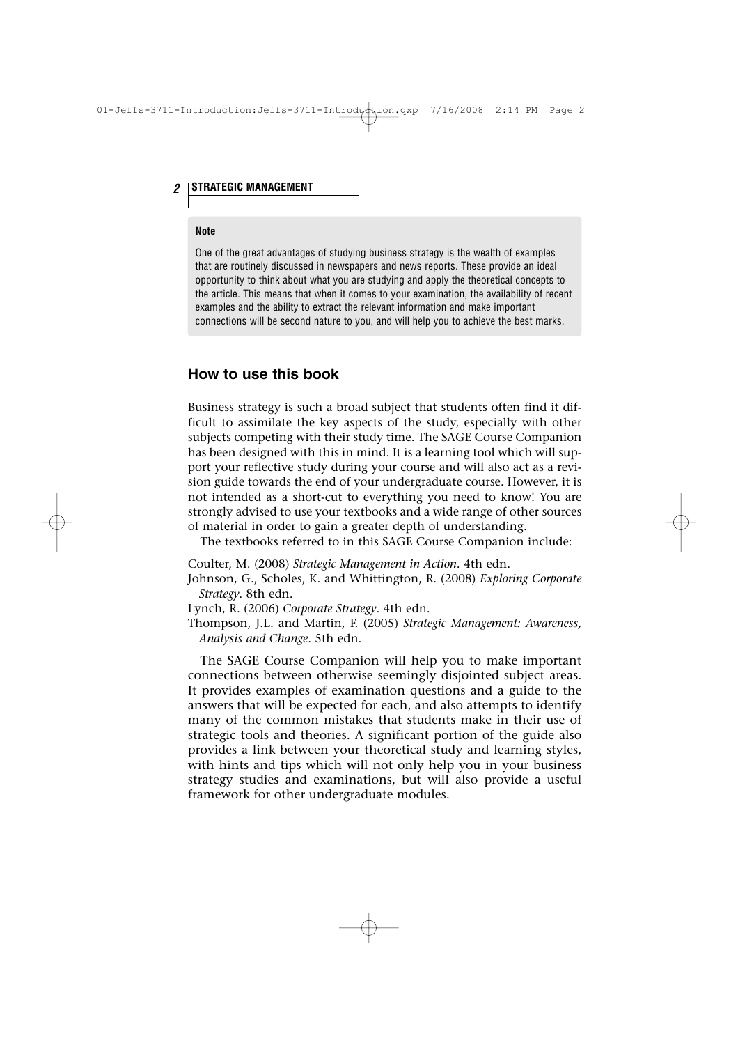**Note**

One of the great advantages of studying business strategy is the wealth of examples that are routinely discussed in newspapers and news reports. These provide an ideal opportunity to think about what you are studying and apply the theoretical concepts to the article. This means that when it comes to your examination, the availability of recent examples and the ability to extract the relevant information and make important connections will be second nature to you, and will help you to achieve the best marks.

## How to use this book

Business strategy is such a broad subject that students often find it difficult to assimilate the key aspects of the study, especially with other subjects competing with their study time. The SAGE Course Companion has been designed with this in mind. It is a learning tool which will support your reflective study during your course and will also act as a revision guide towards the end of your undergraduate course. However, it is not intended as a short-cut to everything you need to know! You are strongly advised to use your textbooks and a wide range of other sources of material in order to gain a greater depth of understanding.

The textbooks referred to in this SAGE Course Companion include:

Coulter, M. (2008) *Strategic Management in Action*. 4th edn.
Johnson, G., Scholes, K. and Whittington, R. (2008) *Exploring Corporate Strategy*. 8th edn.
Lynch, R. (2006) *Corporate Strategy*. 4th edn.
Thompson, J.L. and Martin, F. (2005) *Strategic Management: Awareness, Analysis and Change*. 5th edn.

The SAGE Course Companion will help you to make important connections between otherwise seemingly disjointed subject areas. It provides examples of examination questions and a guide to the answers that will be expected for each, and also attempts to identify many of the common mistakes that students make in their use of strategic tools and theories. A significant portion of the guide also provides a link between your theoretical study and learning styles, with hints and tips which will not only help you in your business strategy studies and examinations, but will also provide a useful framework for other undergraduate modules.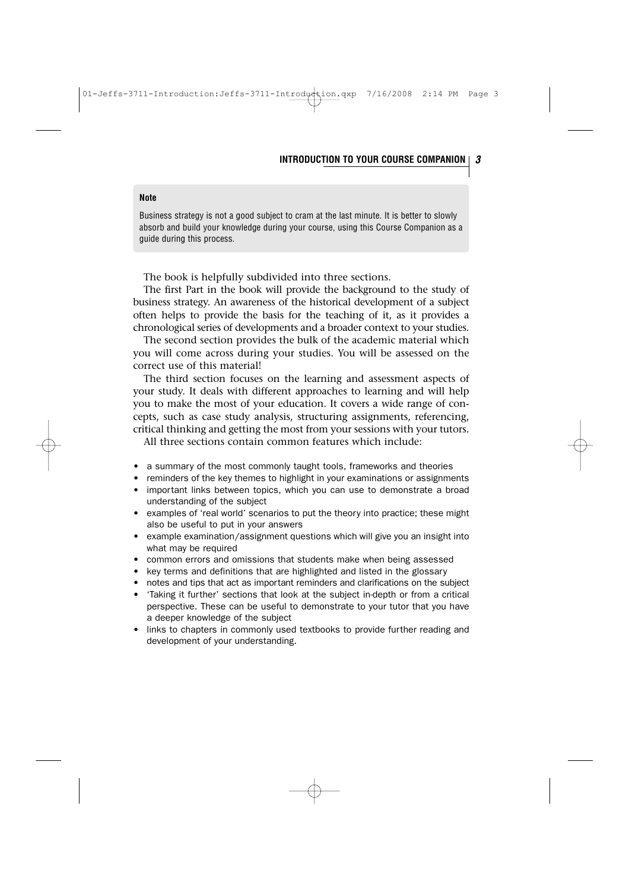**Note**

Business strategy is not a good subject to cram at the last minute. It is better to slowly absorb and build your knowledge during your course, using this Course Companion as a guide during this process.

The book is helpfully subdivided into three sections.

The first Part in the book will provide the background to the study of business strategy. An awareness of the historical development of a subject often helps to provide the basis for the teaching of it, as it provides a chronological series of developments and a broader context to your studies.

The second section provides the bulk of the academic material which you will come across during your studies. You will be assessed on the correct use of this material!

The third section focuses on the learning and assessment aspects of your study. It deals with different approaches to learning and will help you to make the most of your education. It covers a wide range of concepts, such as case study analysis, structuring assignments, referencing, critical thinking and getting the most from your sessions with your tutors.

All three sections contain common features which include:

- a summary of the most commonly taught tools, frameworks and theories
- reminders of the key themes to highlight in your examinations or assignments
- important links between topics, which you can use to demonstrate a broad understanding of the subject
- examples of 'real world' scenarios to put the theory into practice; these might also be useful to put in your answers
- example examination/assignment questions which will give you an insight into what may be required
- common errors and omissions that students make when being assessed
- key terms and definitions that are highlighted and listed in the glossary
- notes and tips that act as important reminders and clarifications on the subject
- 'Taking it further' sections that look at the subject in-depth or from a critical perspective. These can be useful to demonstrate to your tutor that you have a deeper knowledge of the subject
- links to chapters in commonly used textbooks to provide further reading and development of your understanding.